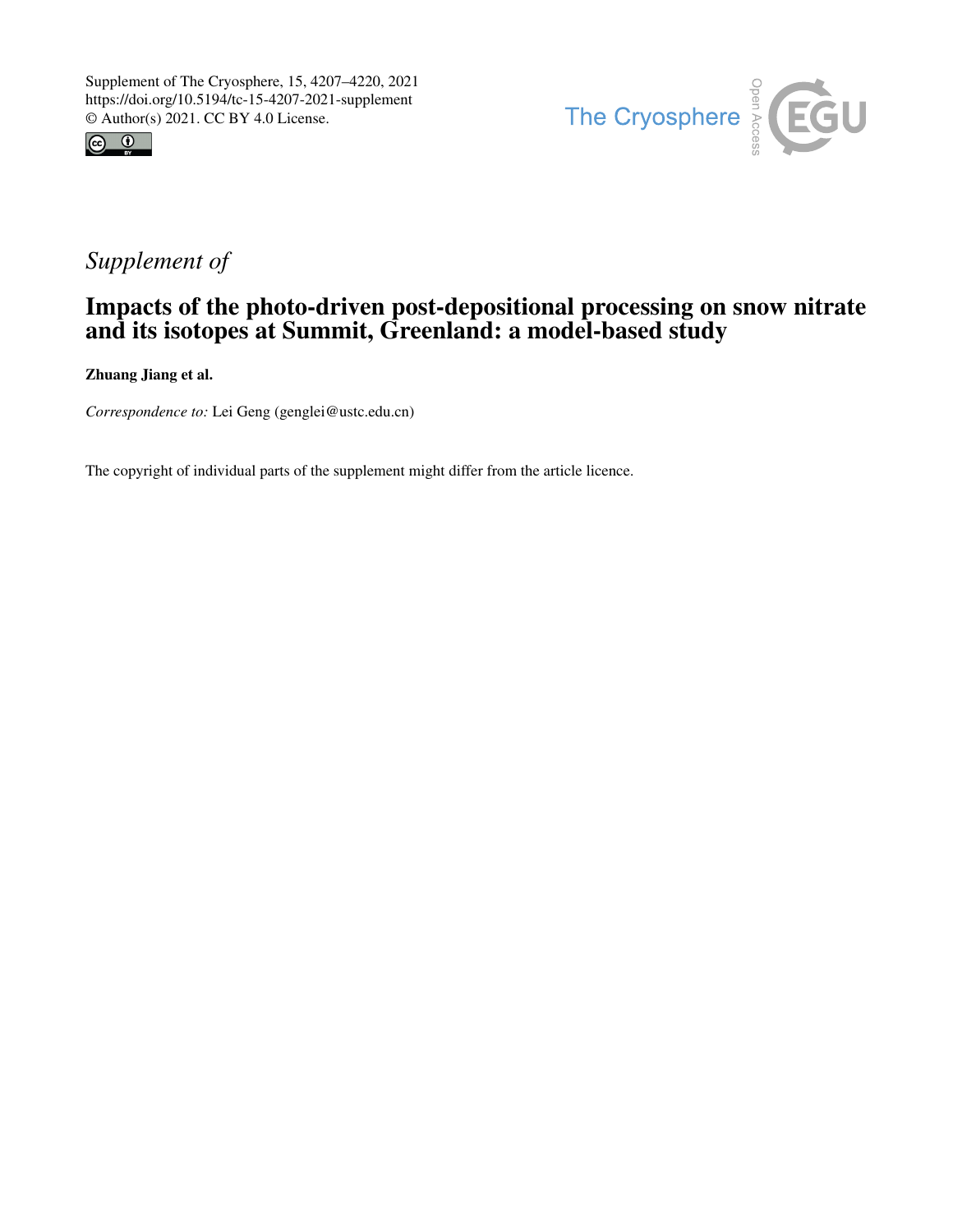Supplement of The Cryosphere, 15, 4207–4220, 2021
https://doi.org/10.5194/tc-15-4207-2021-supplement
© Author(s) 2021. CC BY 4.0 License.

*Supplement of*

# Impacts of the photo-driven post-depositional processing on snow nitrate and its isotopes at Summit, Greenland: a model-based study

**Zhuang Jiang et al.**

*Correspondence to:* Lei Geng (genglei@ustc.edu.cn)

The copyright of individual parts of the supplement might differ from the article licence.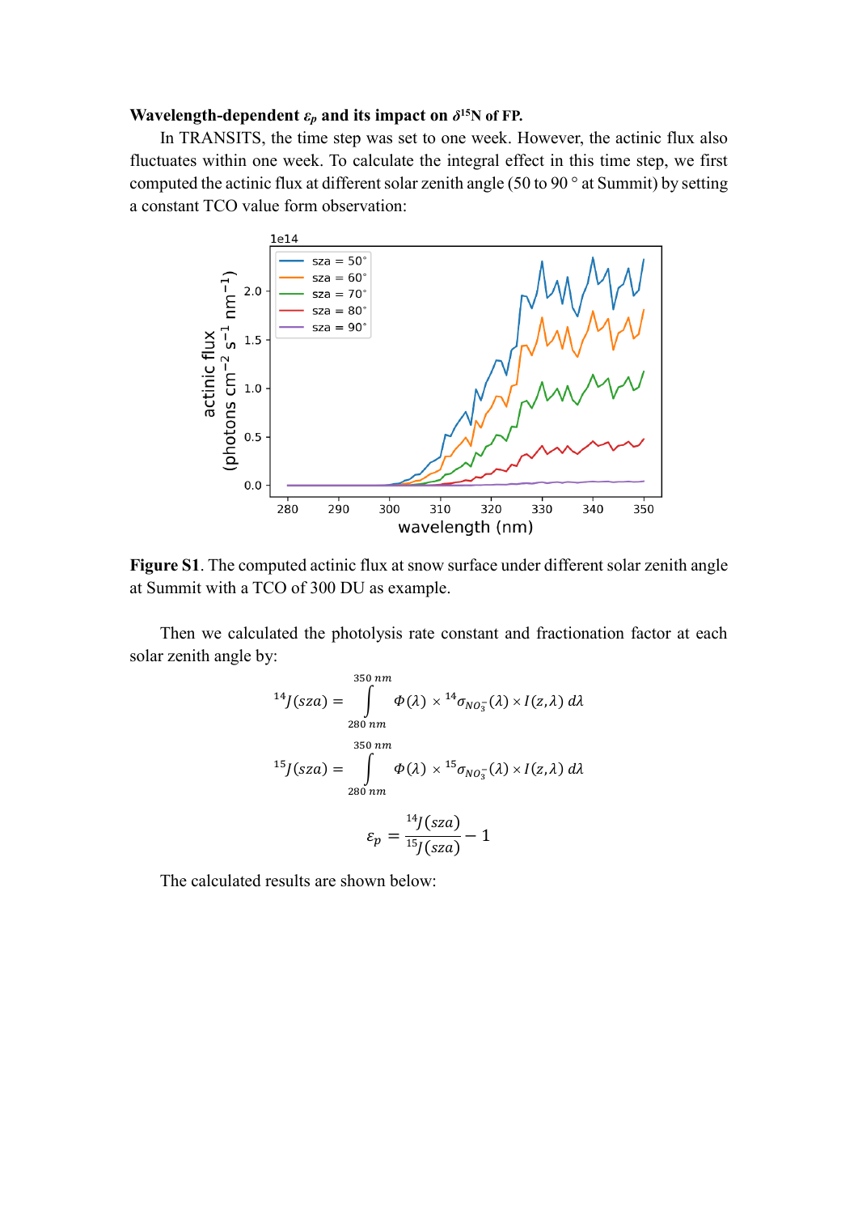**Wavelength-dependent $\varepsilon_p$ and its impact on $\delta^{15}N$ of FP.**

In TRANSITS, the time step was set to one week. However, the actinic flux also fluctuates within one week. To calculate the integral effect in this time step, we first computed the actinic flux at different solar zenith angle (50 to 90 ° at Summit) by setting a constant TCO value form observation:

**Figure S1**. The computed actinic flux at snow surface under different solar zenith angle at Summit with a TCO of 300 DU as example.

Then we calculated the photolysis rate constant and fractionation factor at each solar zenith angle by:

$$^{14}J(sza) = \int_{280\ nm}^{350\ nm} \Phi(\lambda) \times {}^{14}\sigma_{NO_3^-}(\lambda) \times I(z,\lambda)\, d\lambda$$

$$^{15}J(sza) = \int_{280\ nm}^{350\ nm} \Phi(\lambda) \times {}^{15}\sigma_{NO_3^-}(\lambda) \times I(z,\lambda)\, d\lambda$$

$$\varepsilon_p = \frac{^{14}J(sza)}{^{15}J(sza)} - 1$$

The calculated results are shown below: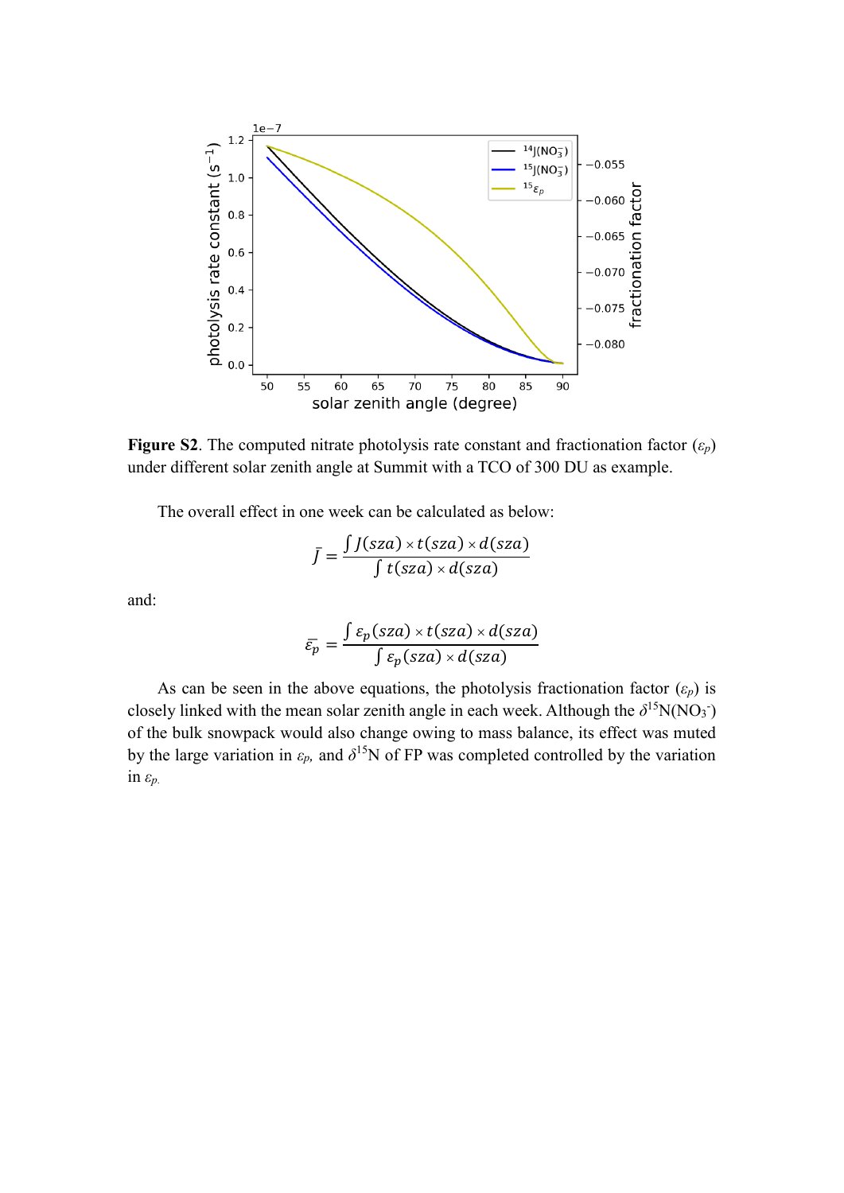**Figure S2**. The computed nitrate photolysis rate constant and fractionation factor ($\varepsilon_p$) under different solar zenith angle at Summit with a TCO of 300 DU as example.

The overall effect in one week can be calculated as below:

$$\bar{J} = \frac{\int J(sza) \times t(sza) \times d(sza)}{\int t(sza) \times d(sza)}$$

and:

$$\bar{\varepsilon_p} = \frac{\int \varepsilon_p(sza) \times t(sza) \times d(sza)}{\int \varepsilon_p(sza) \times d(sza)}$$

As can be seen in the above equations, the photolysis fractionation factor ($\varepsilon_p$) is closely linked with the mean solar zenith angle in each week. Although the $\delta^{15}N(NO_3^-)$ of the bulk snowpack would also change owing to mass balance, its effect was muted by the large variation in $\varepsilon_p$, and $\delta^{15}N$ of FP was completed controlled by the variation in $\varepsilon_p$.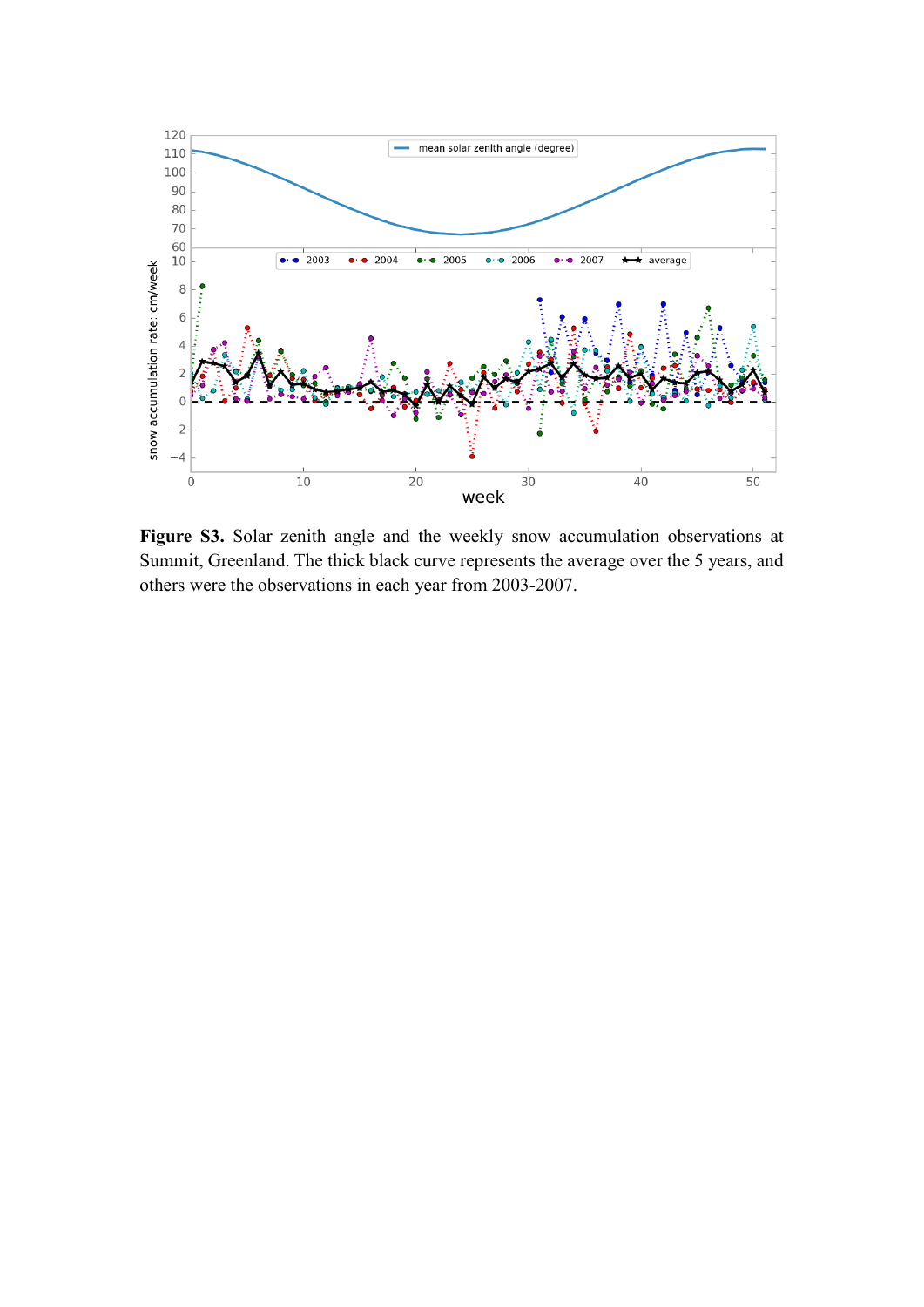**Figure S3.** Solar zenith angle and the weekly snow accumulation observations at Summit, Greenland. The thick black curve represents the average over the 5 years, and others were the observations in each year from 2003-2007.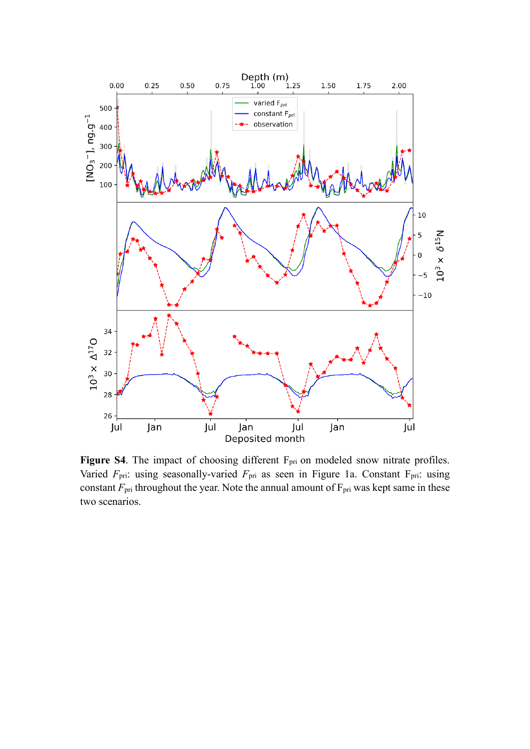**Figure S4**. The impact of choosing different $F_{pri}$ on modeled snow nitrate profiles. Varied $F_{pri}$: using seasonally-varied $F_{pri}$ as seen in Figure 1a. Constant $F_{pri}$: using constant $F_{pri}$ throughout the year. Note the annual amount of $F_{pri}$ was kept same in these two scenarios.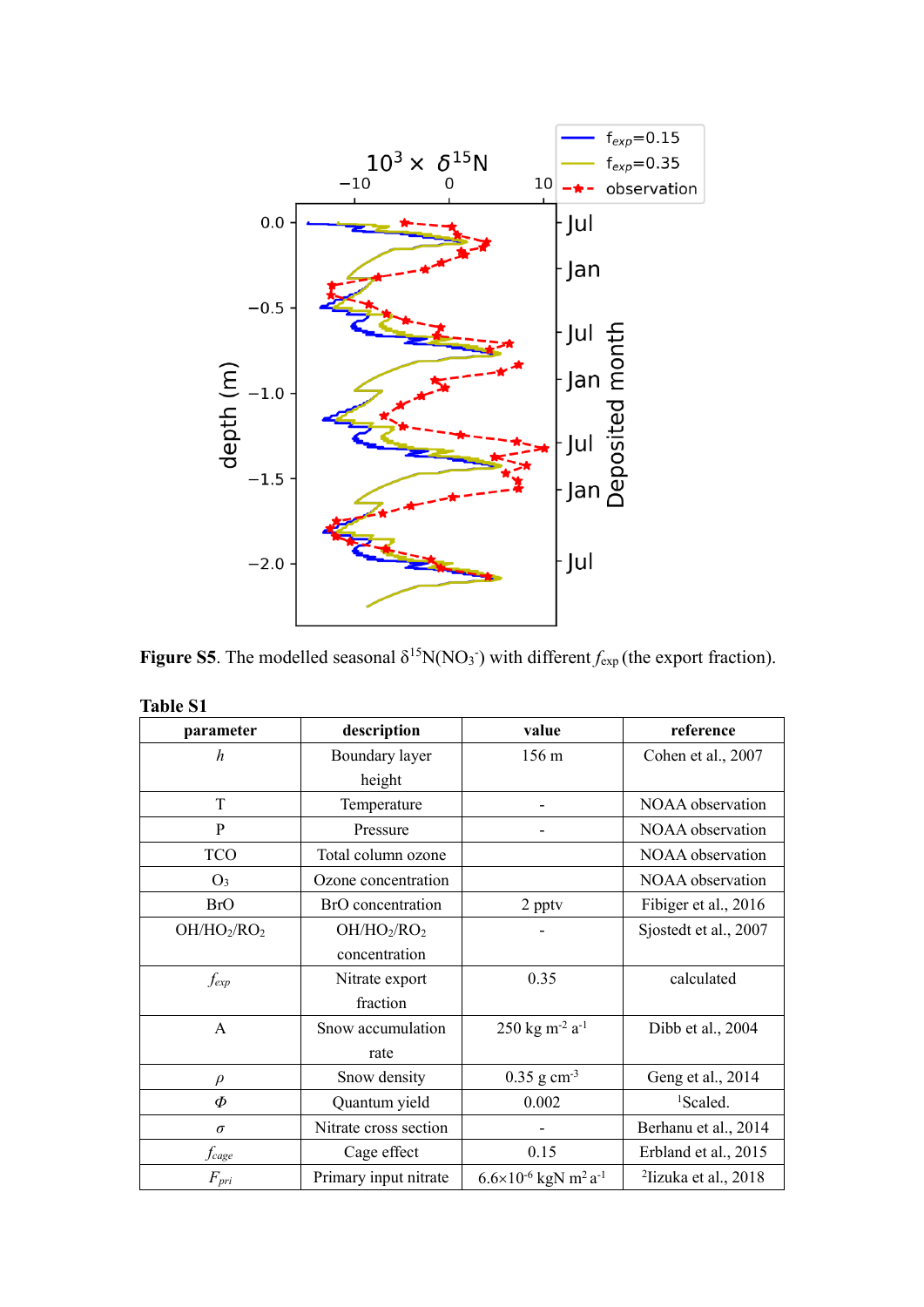**Figure S5**. The modelled seasonal $\delta^{15}N(NO_3^-)$ with different $f_{exp}$ (the export fraction).

**Table S1**

| parameter | description | value | reference |
|---|---|---|---|
| $h$ | Boundary layer height | 156 m | Cohen et al., 2007 |
| T | Temperature | - | NOAA observation |
| P | Pressure | - | NOAA observation |
| TCO | Total column ozone | | NOAA observation |
| $O_3$ | Ozone concentration | | NOAA observation |
| BrO | BrO concentration | 2 pptv | Fibiger et al., 2016 |
| $OH/HO_2/RO_2$ | $OH/HO_2/RO_2$ concentration | - | Sjostedt et al., 2007 |
| $f_{exp}$ | Nitrate export fraction | 0.35 | calculated |
| A | Snow accumulation rate | 250 kg m$^{-2}$ a$^{-1}$ | Dibb et al., 2004 |
| $\rho$ | Snow density | 0.35 g cm$^{-3}$ | Geng et al., 2014 |
| $\Phi$ | Quantum yield | 0.002 | [1]Scaled. |
| $\sigma$ | Nitrate cross section | - | Berhanu et al., 2014 |
| $f_{cage}$ | Cage effect | 0.15 | Erbland et al., 2015 |
| $F_{pri}$ | Primary input nitrate | $6.6\times10^{-6}$ kgN m$^2$ a$^{-1}$ | [2]Iizuka et al., 2018 |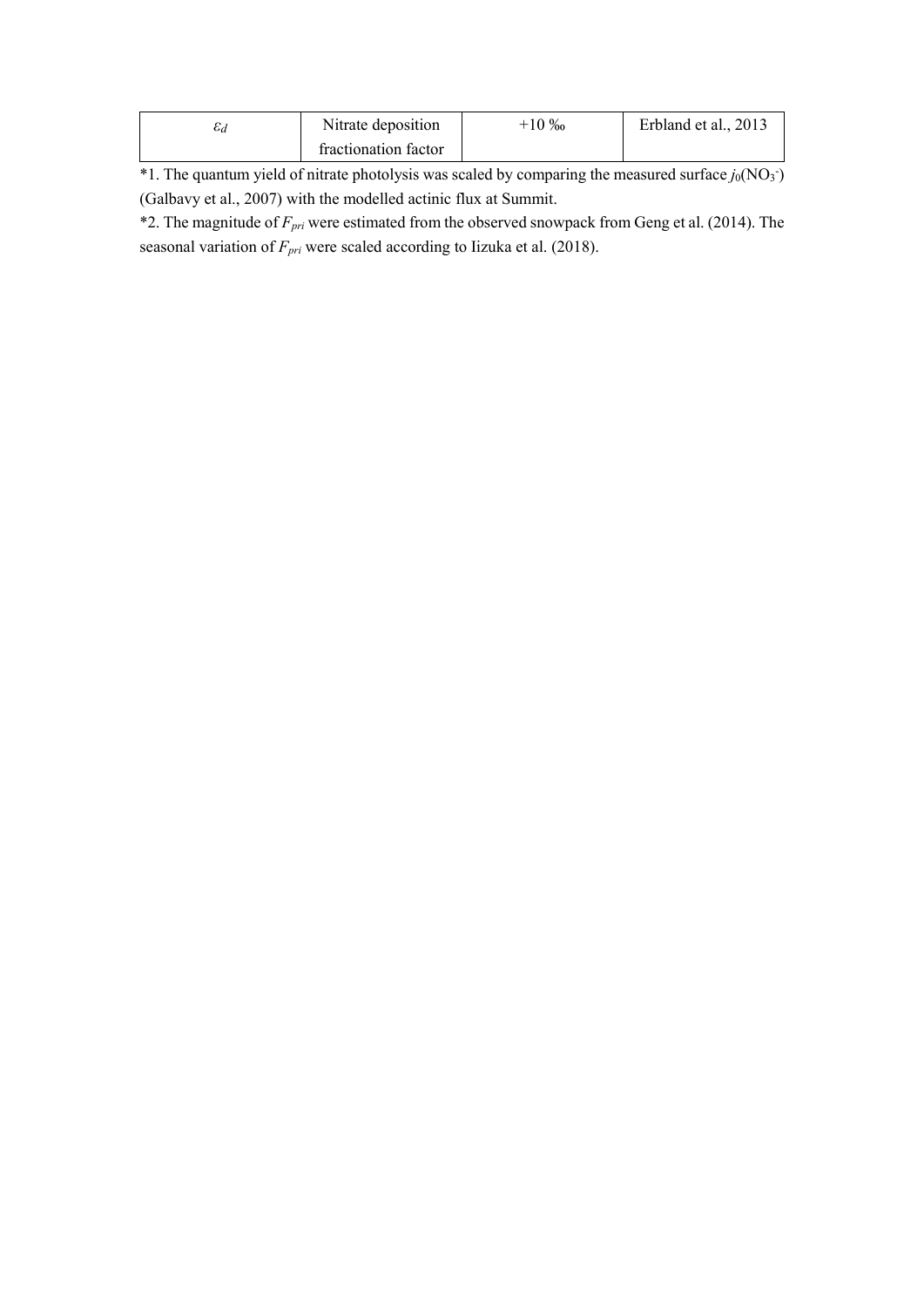| | | | |
|---|---|---|---|
| $\varepsilon_d$ | Nitrate deposition fractionation factor | +10 ‰ | Erbland et al., 2013 |

*1. The quantum yield of nitrate photolysis was scaled by comparing the measured surface $j_0(NO_3^-)$ (Galbavy et al., 2007) with the modelled actinic flux at Summit.

*2. The magnitude of $F_{pri}$ were estimated from the observed snowpack from Geng et al. (2014). The seasonal variation of $F_{pri}$ were scaled according to Iizuka et al. (2018).